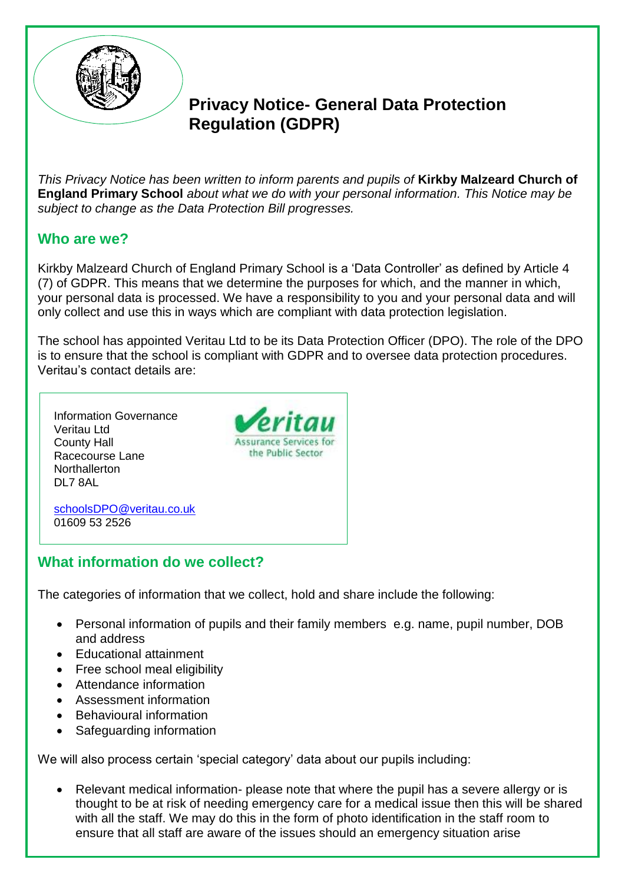# Privacy Notice- General Data Protection Regulation (GDPR)

*This Privacy Notice has been written to inform parents and pupils of* **Kirkby Malzeard Church of England Primary School** *about what we do with your personal information. This Notice may be subject to change as the Data Protection Bill progresses.*

## Who are we?

Kirkby Malzeard Church of England Primary School is a 'Data Controller' as defined by Article 4 (7) of GDPR. This means that we determine the purposes for which, and the manner in which, your personal data is processed. We have a responsibility to you and your personal data and will only collect and use this in ways which are compliant with data protection legislation.

The school has appointed Veritau Ltd to be its Data Protection Officer (DPO). The role of the DPO is to ensure that the school is compliant with GDPR and to oversee data protection procedures. Veritau's contact details are:

Information Governance
Veritau Ltd
County Hall
Racecourse Lane
Northallerton
DL7 8AL

Veritau
Assurance Services for the Public Sector

schoolsDPO@veritau.co.uk
01609 53 2526

## What information do we collect?

The categories of information that we collect, hold and share include the following:

- Personal information of pupils and their family members e.g. name, pupil number, DOB and address
- Educational attainment
- Free school meal eligibility
- Attendance information
- Assessment information
- Behavioural information
- Safeguarding information

We will also process certain 'special category' data about our pupils including:

- Relevant medical information- please note that where the pupil has a severe allergy or is thought to be at risk of needing emergency care for a medical issue then this will be shared with all the staff. We may do this in the form of photo identification in the staff room to ensure that all staff are aware of the issues should an emergency situation arise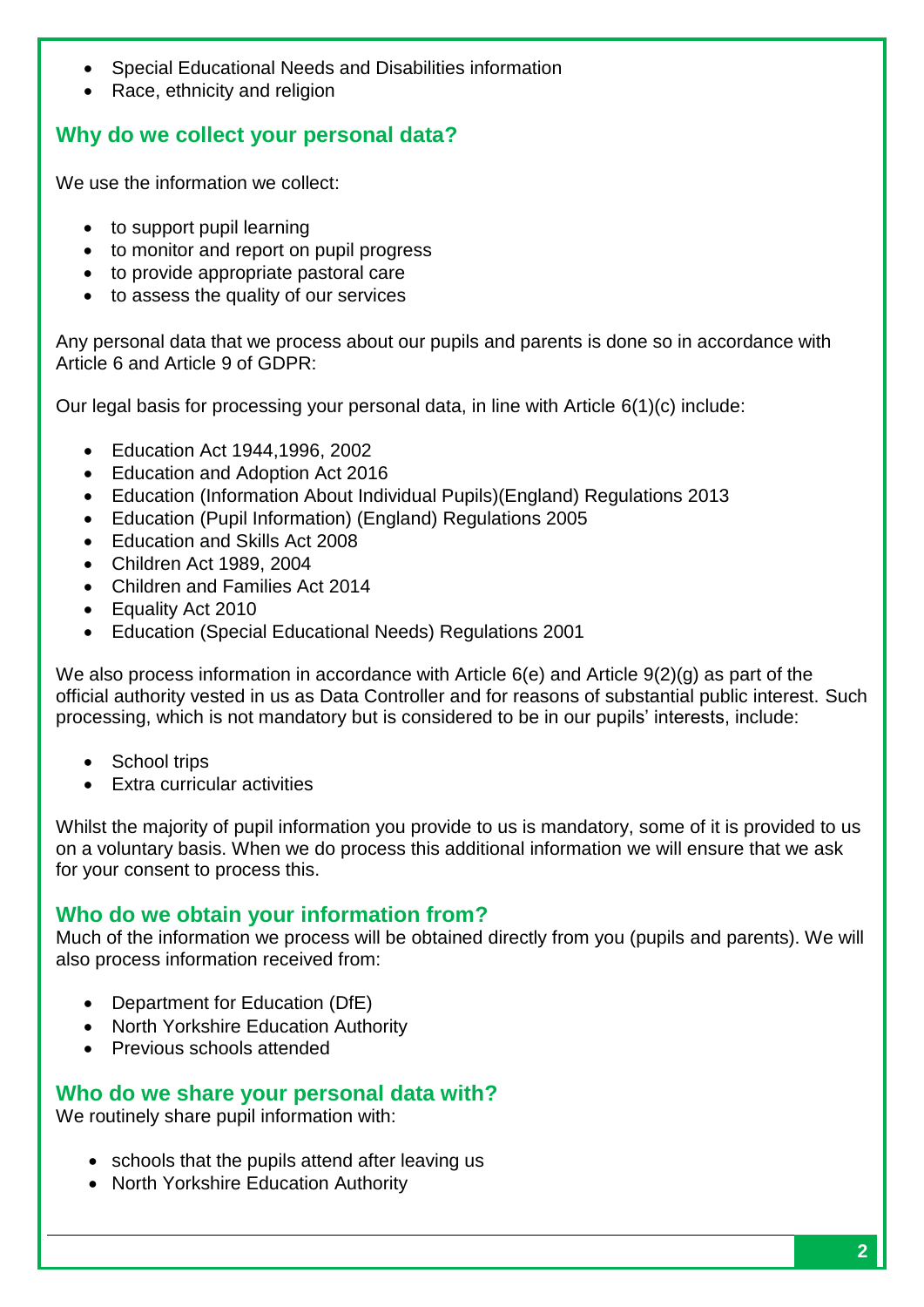- Special Educational Needs and Disabilities information
- Race, ethnicity and religion

## Why do we collect your personal data?

We use the information we collect:

- to support pupil learning
- to monitor and report on pupil progress
- to provide appropriate pastoral care
- to assess the quality of our services

Any personal data that we process about our pupils and parents is done so in accordance with Article 6 and Article 9 of GDPR:

Our legal basis for processing your personal data, in line with Article 6(1)(c) include:

- Education Act 1944,1996, 2002
- Education and Adoption Act 2016
- Education (Information About Individual Pupils)(England) Regulations 2013
- Education (Pupil Information) (England) Regulations 2005
- Education and Skills Act 2008
- Children Act 1989, 2004
- Children and Families Act 2014
- Equality Act 2010
- Education (Special Educational Needs) Regulations 2001

We also process information in accordance with Article 6(e) and Article 9(2)(g) as part of the official authority vested in us as Data Controller and for reasons of substantial public interest. Such processing, which is not mandatory but is considered to be in our pupils' interests, include:

- School trips
- Extra curricular activities

Whilst the majority of pupil information you provide to us is mandatory, some of it is provided to us on a voluntary basis. When we do process this additional information we will ensure that we ask for your consent to process this.

## Who do we obtain your information from?

Much of the information we process will be obtained directly from you (pupils and parents). We will also process information received from:

- Department for Education (DfE)
- North Yorkshire Education Authority
- Previous schools attended

## Who do we share your personal data with?

We routinely share pupil information with:

- schools that the pupils attend after leaving us
- North Yorkshire Education Authority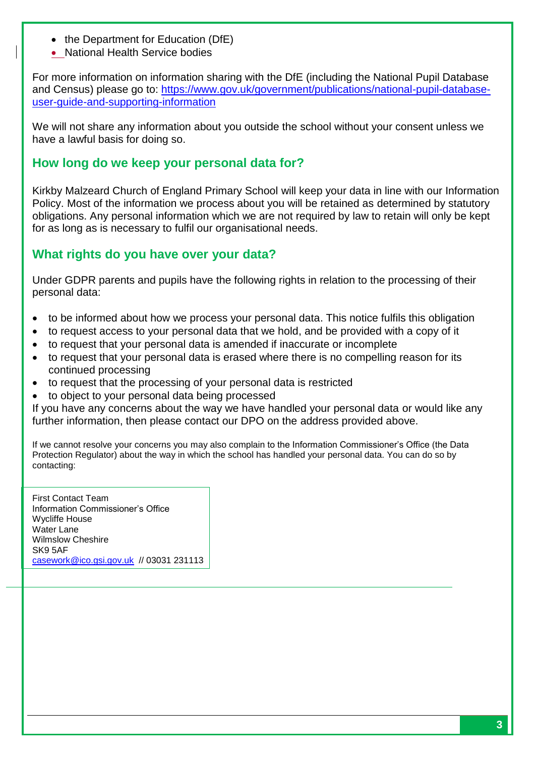- the Department for Education (DfE)
- National Health Service bodies

For more information on information sharing with the DfE (including the National Pupil Database and Census) please go to: [https://www.gov.uk/government/publications/national-pupil-database-user-guide-and-supporting-information](https://www.gov.uk/government/publications/national-pupil-database-user-guide-and-supporting-information)

We will not share any information about you outside the school without your consent unless we have a lawful basis for doing so.

## How long do we keep your personal data for?

Kirkby Malzeard Church of England Primary School will keep your data in line with our Information Policy. Most of the information we process about you will be retained as determined by statutory obligations. Any personal information which we are not required by law to retain will only be kept for as long as is necessary to fulfil our organisational needs.

## What rights do you have over your data?

Under GDPR parents and pupils have the following rights in relation to the processing of their personal data:

- to be informed about how we process your personal data. This notice fulfils this obligation
- to request access to your personal data that we hold, and be provided with a copy of it
- to request that your personal data is amended if inaccurate or incomplete
- to request that your personal data is erased where there is no compelling reason for its continued processing
- to request that the processing of your personal data is restricted
- to object to your personal data being processed

If you have any concerns about the way we have handled your personal data or would like any further information, then please contact our DPO on the address provided above.

If we cannot resolve your concerns you may also complain to the Information Commissioner's Office (the Data Protection Regulator) about the way in which the school has handled your personal data. You can do so by contacting:

First Contact Team
Information Commissioner's Office
Wycliffe House
Water Lane
Wilmslow Cheshire
SK9 5AF
[casework@ico.gsi.gov.uk](mailto:casework@ico.gsi.gov.uk) // 03031 231113